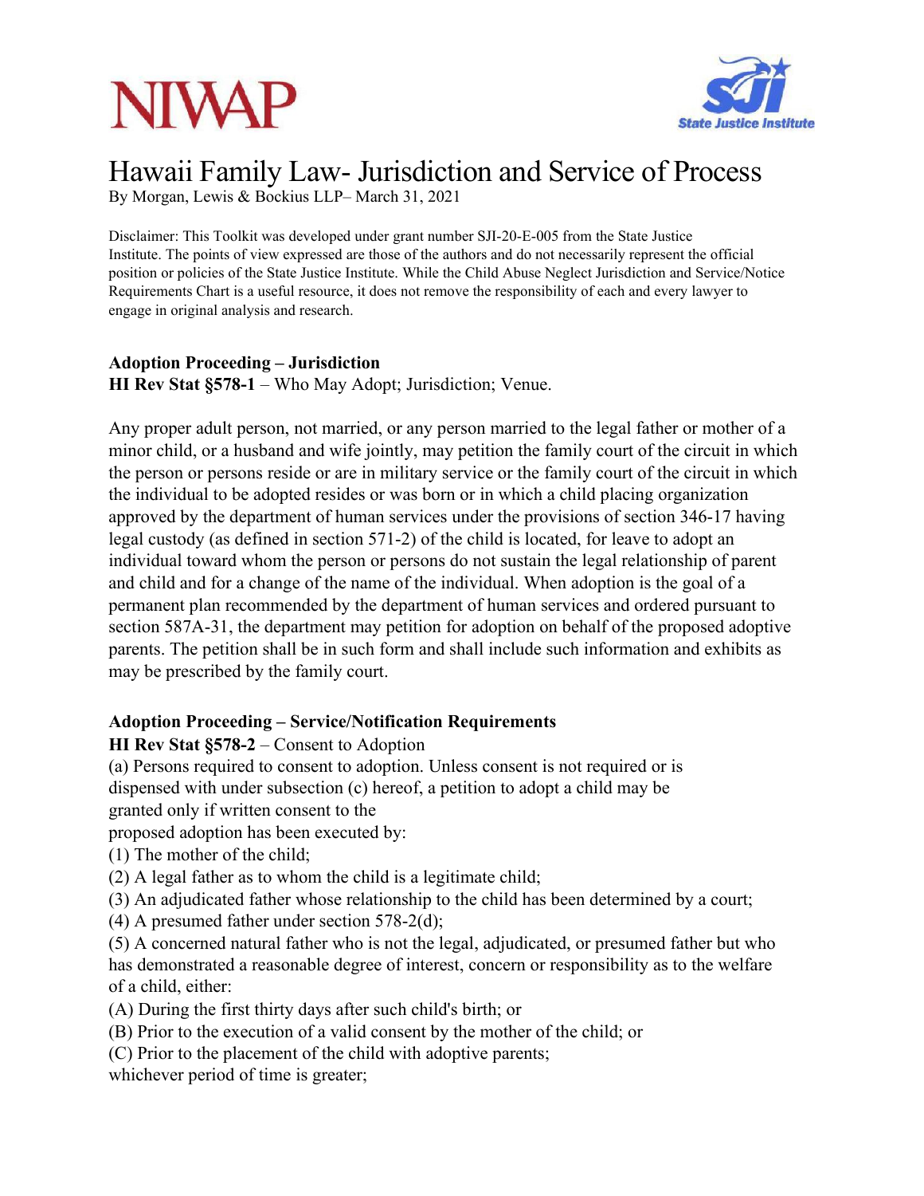NIWAP

State Justice Institute

# Hawaii Family Law- Jurisdiction and Service of Process

By Morgan, Lewis & Bockius LLP– March 31, 2021

Disclaimer: This Toolkit was developed under grant number SJI-20-E-005 from the State Justice Institute. The points of view expressed are those of the authors and do not necessarily represent the official position or policies of the State Justice Institute. While the Child Abuse Neglect Jurisdiction and Service/Notice Requirements Chart is a useful resource, it does not remove the responsibility of each and every lawyer to engage in original analysis and research.

**Adoption Proceeding – Jurisdiction**

**HI Rev Stat §578-1** – Who May Adopt; Jurisdiction; Venue.

Any proper adult person, not married, or any person married to the legal father or mother of a minor child, or a husband and wife jointly, may petition the family court of the circuit in which the person or persons reside or are in military service or the family court of the circuit in which the individual to be adopted resides or was born or in which a child placing organization approved by the department of human services under the provisions of section 346-17 having legal custody (as defined in section 571-2) of the child is located, for leave to adopt an individual toward whom the person or persons do not sustain the legal relationship of parent and child and for a change of the name of the individual. When adoption is the goal of a permanent plan recommended by the department of human services and ordered pursuant to section 587A-31, the department may petition for adoption on behalf of the proposed adoptive parents. The petition shall be in such form and shall include such information and exhibits as may be prescribed by the family court.

**Adoption Proceeding – Service/Notification Requirements**

**HI Rev Stat §578-2** – Consent to Adoption

(a) Persons required to consent to adoption. Unless consent is not required or is dispensed with under subsection (c) hereof, a petition to adopt a child may be granted only if written consent to the proposed adoption has been executed by:

(1) The mother of the child;

(2) A legal father as to whom the child is a legitimate child;

(3) An adjudicated father whose relationship to the child has been determined by a court;

(4) A presumed father under section 578-2(d);

(5) A concerned natural father who is not the legal, adjudicated, or presumed father but who has demonstrated a reasonable degree of interest, concern or responsibility as to the welfare of a child, either:

(A) During the first thirty days after such child's birth; or

(B) Prior to the execution of a valid consent by the mother of the child; or

(C) Prior to the placement of the child with adoptive parents;

whichever period of time is greater;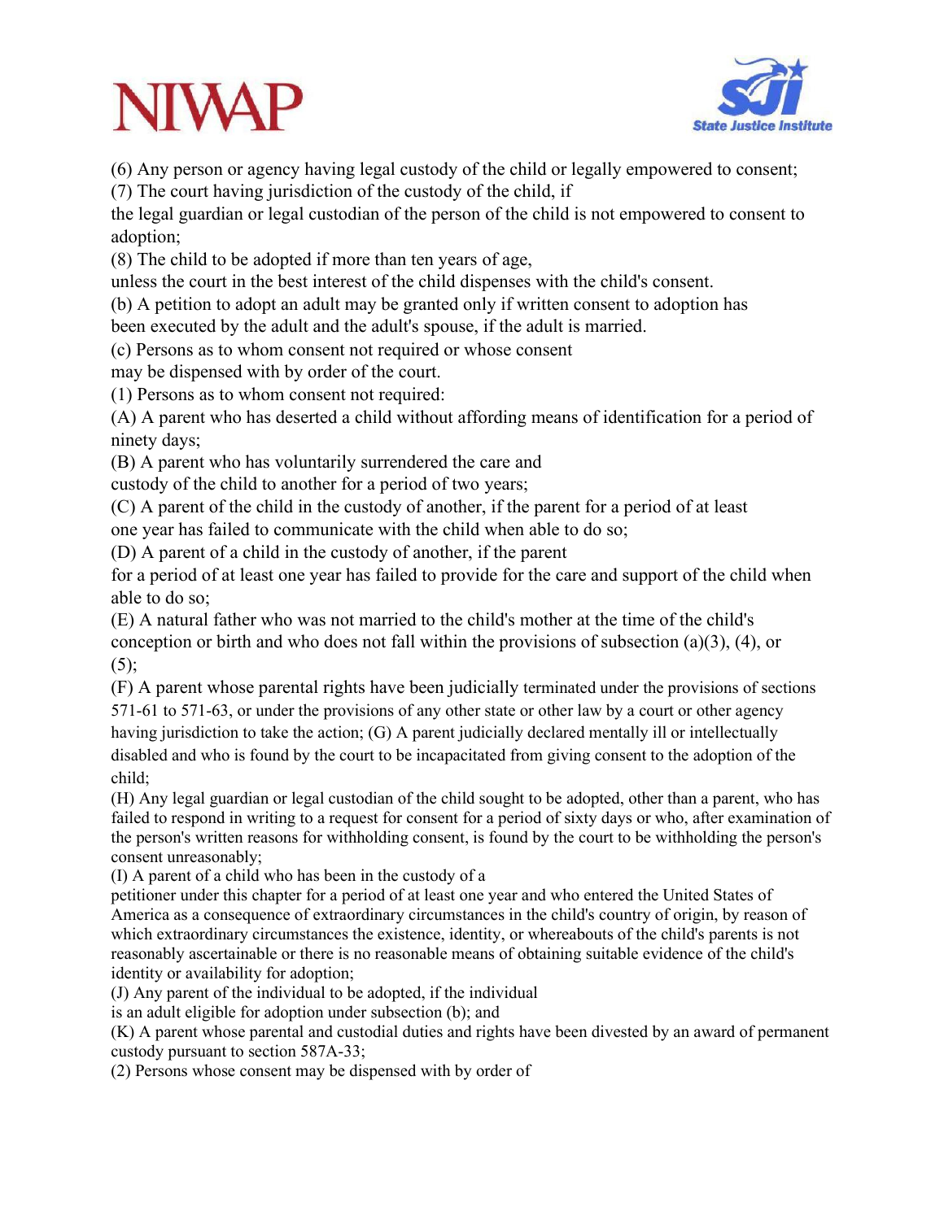(6) Any person or agency having legal custody of the child or legally empowered to consent;

(7) The court having jurisdiction of the custody of the child, if the legal guardian or legal custodian of the person of the child is not empowered to consent to adoption;

(8) The child to be adopted if more than ten years of age, unless the court in the best interest of the child dispenses with the child's consent.

(b) A petition to adopt an adult may be granted only if written consent to adoption has been executed by the adult and the adult's spouse, if the adult is married.

(c) Persons as to whom consent not required or whose consent may be dispensed with by order of the court.

(1) Persons as to whom consent not required:

(A) A parent who has deserted a child without affording means of identification for a period of ninety days;

(B) A parent who has voluntarily surrendered the care and custody of the child to another for a period of two years;

(C) A parent of the child in the custody of another, if the parent for a period of at least one year has failed to communicate with the child when able to do so;

(D) A parent of a child in the custody of another, if the parent for a period of at least one year has failed to provide for the care and support of the child when able to do so;

(E) A natural father who was not married to the child's mother at the time of the child's conception or birth and who does not fall within the provisions of subsection (a)(3), (4), or (5);

(F) A parent whose parental rights have been judicially terminated under the provisions of sections 571-61 to 571-63, or under the provisions of any other state or other law by a court or other agency having jurisdiction to take the action; (G) A parent judicially declared mentally ill or intellectually disabled and who is found by the court to be incapacitated from giving consent to the adoption of the child;

(H) Any legal guardian or legal custodian of the child sought to be adopted, other than a parent, who has failed to respond in writing to a request for consent for a period of sixty days or who, after examination of the person's written reasons for withholding consent, is found by the court to be withholding the person's consent unreasonably;

(I) A parent of a child who has been in the custody of a petitioner under this chapter for a period of at least one year and who entered the United States of America as a consequence of extraordinary circumstances in the child's country of origin, by reason of which extraordinary circumstances the existence, identity, or whereabouts of the child's parents is not reasonably ascertainable or there is no reasonable means of obtaining suitable evidence of the child's identity or availability for adoption;

(J) Any parent of the individual to be adopted, if the individual is an adult eligible for adoption under subsection (b); and

(K) A parent whose parental and custodial duties and rights have been divested by an award of permanent custody pursuant to section 587A-33;

(2) Persons whose consent may be dispensed with by order of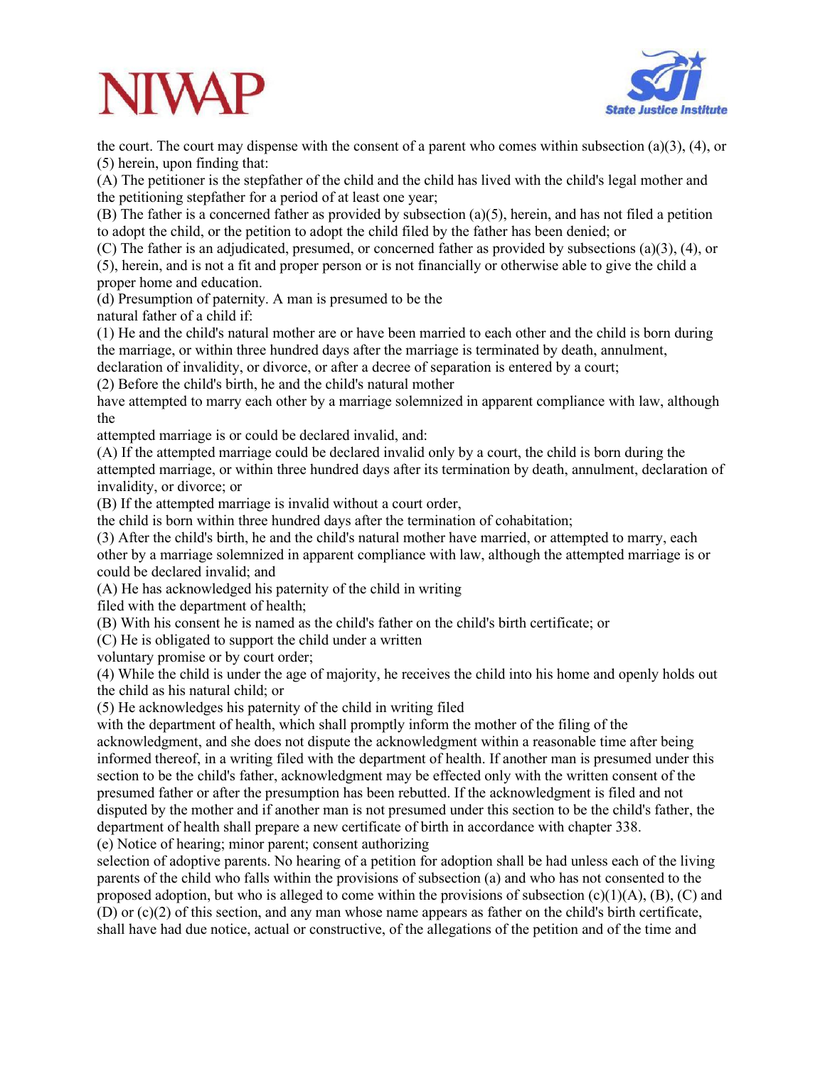the court. The court may dispense with the consent of a parent who comes within subsection (a)(3), (4), or (5) herein, upon finding that:

(A) The petitioner is the stepfather of the child and the child has lived with the child's legal mother and the petitioning stepfather for a period of at least one year;

(B) The father is a concerned father as provided by subsection (a)(5), herein, and has not filed a petition to adopt the child, or the petition to adopt the child filed by the father has been denied; or

(C) The father is an adjudicated, presumed, or concerned father as provided by subsections (a)(3), (4), or (5), herein, and is not a fit and proper person or is not financially or otherwise able to give the child a proper home and education.

(d) Presumption of paternity. A man is presumed to be the natural father of a child if:

(1) He and the child's natural mother are or have been married to each other and the child is born during the marriage, or within three hundred days after the marriage is terminated by death, annulment, declaration of invalidity, or divorce, or after a decree of separation is entered by a court;

(2) Before the child's birth, he and the child's natural mother have attempted to marry each other by a marriage solemnized in apparent compliance with law, although the attempted marriage is or could be declared invalid, and:

(A) If the attempted marriage could be declared invalid only by a court, the child is born during the attempted marriage, or within three hundred days after its termination by death, annulment, declaration of invalidity, or divorce; or

(B) If the attempted marriage is invalid without a court order, the child is born within three hundred days after the termination of cohabitation;

(3) After the child's birth, he and the child's natural mother have married, or attempted to marry, each other by a marriage solemnized in apparent compliance with law, although the attempted marriage is or could be declared invalid; and

(A) He has acknowledged his paternity of the child in writing filed with the department of health;

(B) With his consent he is named as the child's father on the child's birth certificate; or

(C) He is obligated to support the child under a written voluntary promise or by court order;

(4) While the child is under the age of majority, he receives the child into his home and openly holds out the child as his natural child; or

(5) He acknowledges his paternity of the child in writing filed with the department of health, which shall promptly inform the mother of the filing of the acknowledgment, and she does not dispute the acknowledgment within a reasonable time after being informed thereof, in a writing filed with the department of health. If another man is presumed under this section to be the child's father, acknowledgment may be effected only with the written consent of the presumed father or after the presumption has been rebutted. If the acknowledgment is filed and not disputed by the mother and if another man is not presumed under this section to be the child's father, the department of health shall prepare a new certificate of birth in accordance with chapter 338.

(e) Notice of hearing; minor parent; consent authorizing selection of adoptive parents. No hearing of a petition for adoption shall be had unless each of the living parents of the child who falls within the provisions of subsection (a) and who has not consented to the proposed adoption, but who is alleged to come within the provisions of subsection (c)(1)(A), (B), (C) and (D) or (c)(2) of this section, and any man whose name appears as father on the child's birth certificate, shall have had due notice, actual or constructive, of the allegations of the petition and of the time and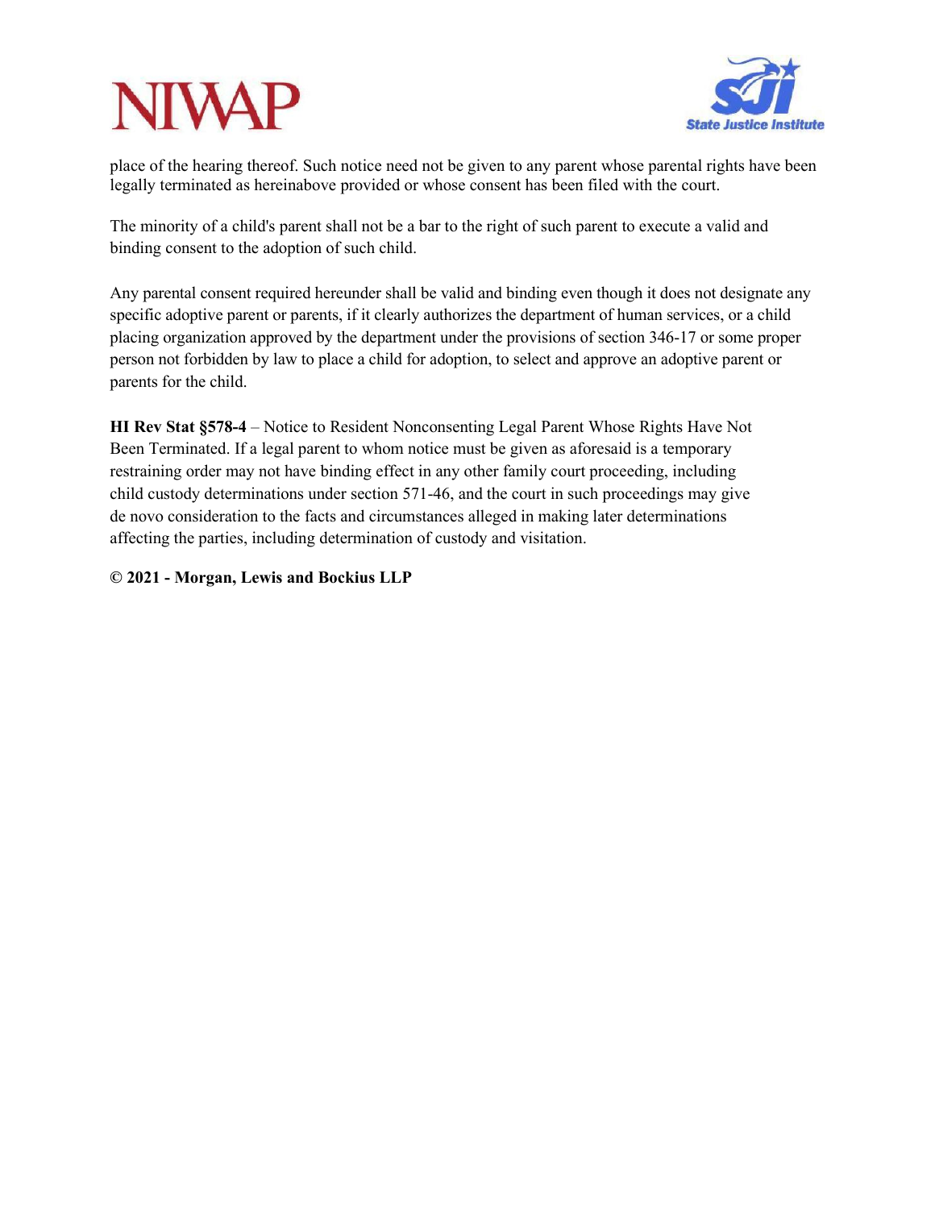place of the hearing thereof. Such notice need not be given to any parent whose parental rights have been legally terminated as hereinabove provided or whose consent has been filed with the court.

The minority of a child's parent shall not be a bar to the right of such parent to execute a valid and binding consent to the adoption of such child.

Any parental consent required hereunder shall be valid and binding even though it does not designate any specific adoptive parent or parents, if it clearly authorizes the department of human services, or a child placing organization approved by the department under the provisions of section 346-17 or some proper person not forbidden by law to place a child for adoption, to select and approve an adoptive parent or parents for the child.

**HI Rev Stat §578-4** – Notice to Resident Nonconsenting Legal Parent Whose Rights Have Not Been Terminated. If a legal parent to whom notice must be given as aforesaid is a temporary restraining order may not have binding effect in any other family court proceeding, including child custody determinations under section 571-46, and the court in such proceedings may give de novo consideration to the facts and circumstances alleged in making later determinations affecting the parties, including determination of custody and visitation.

**© 2021 - Morgan, Lewis and Bockius LLP**